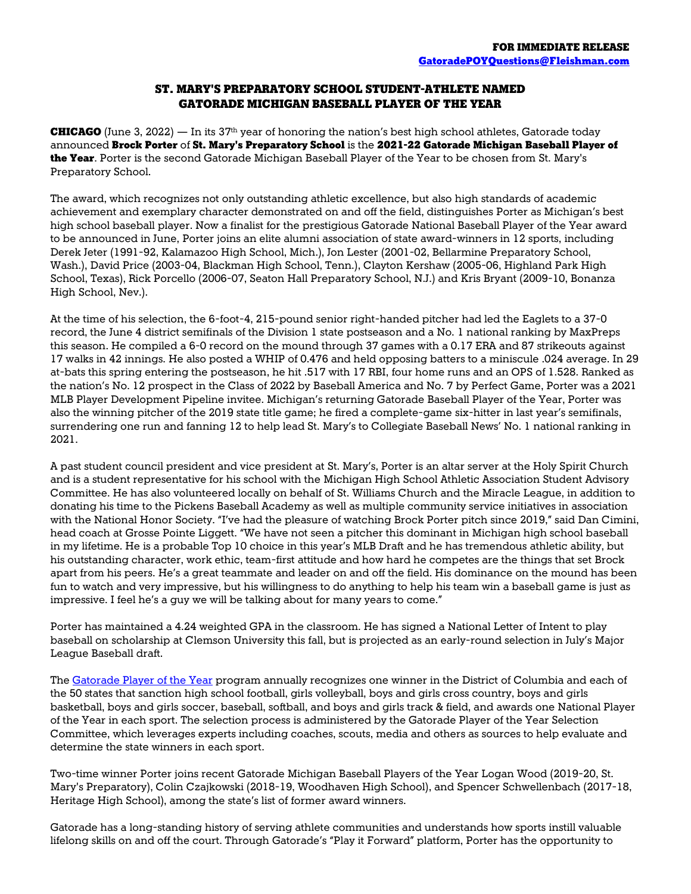**FOR IMMEDIATE RELEASE**
**[GatoradePOYQuestions@Fleishman.com](mailto:GatoradePOYQuestions@Fleishman.com)**

## ST. MARY'S PREPARATORY SCHOOL STUDENT-ATHLETE NAMED GATORADE MICHIGAN BASEBALL PLAYER OF THE YEAR

**CHICAGO** (June 3, 2022) — In its 37th year of honoring the nation's best high school athletes, Gatorade today announced **Brock Porter** of **St. Mary's Preparatory School** is the **2021-22 Gatorade Michigan Baseball Player of the Year**. Porter is the second Gatorade Michigan Baseball Player of the Year to be chosen from St. Mary's Preparatory School.

The award, which recognizes not only outstanding athletic excellence, but also high standards of academic achievement and exemplary character demonstrated on and off the field, distinguishes Porter as Michigan's best high school baseball player. Now a finalist for the prestigious Gatorade National Baseball Player of the Year award to be announced in June, Porter joins an elite alumni association of state award-winners in 12 sports, including Derek Jeter (1991-92, Kalamazoo High School, Mich.), Jon Lester (2001-02, Bellarmine Preparatory School, Wash.), David Price (2003-04, Blackman High School, Tenn.), Clayton Kershaw (2005-06, Highland Park High School, Texas), Rick Porcello (2006-07, Seaton Hall Preparatory School, N.J.) and Kris Bryant (2009-10, Bonanza High School, Nev.).

At the time of his selection, the 6-foot-4, 215-pound senior right-handed pitcher had led the Eaglets to a 37-0 record, the June 4 district semifinals of the Division 1 state postseason and a No. 1 national ranking by MaxPreps this season. He compiled a 6-0 record on the mound through 37 games with a 0.17 ERA and 87 strikeouts against 17 walks in 42 innings. He also posted a WHIP of 0.476 and held opposing batters to a miniscule .024 average. In 29 at-bats this spring entering the postseason, he hit .517 with 17 RBI, four home runs and an OPS of 1.528. Ranked as the nation's No. 12 prospect in the Class of 2022 by Baseball America and No. 7 by Perfect Game, Porter was a 2021 MLB Player Development Pipeline invitee. Michigan's returning Gatorade Baseball Player of the Year, Porter was also the winning pitcher of the 2019 state title game; he fired a complete-game six-hitter in last year's semifinals, surrendering one run and fanning 12 to help lead St. Mary's to Collegiate Baseball News' No. 1 national ranking in 2021.

A past student council president and vice president at St. Mary's, Porter is an altar server at the Holy Spirit Church and is a student representative for his school with the Michigan High School Athletic Association Student Advisory Committee. He has also volunteered locally on behalf of St. Williams Church and the Miracle League, in addition to donating his time to the Pickens Baseball Academy as well as multiple community service initiatives in association with the National Honor Society. "I've had the pleasure of watching Brock Porter pitch since 2019," said Dan Cimini, head coach at Grosse Pointe Liggett. "We have not seen a pitcher this dominant in Michigan high school baseball in my lifetime. He is a probable Top 10 choice in this year's MLB Draft and he has tremendous athletic ability, but his outstanding character, work ethic, team-first attitude and how hard he competes are the things that set Brock apart from his peers. He's a great teammate and leader on and off the field. His dominance on the mound has been fun to watch and very impressive, but his willingness to do anything to help his team win a baseball game is just as impressive. I feel he's a guy we will be talking about for many years to come."

Porter has maintained a 4.24 weighted GPA in the classroom. He has signed a National Letter of Intent to play baseball on scholarship at Clemson University this fall, but is projected as an early-round selection in July's Major League Baseball draft.

The [Gatorade Player of the Year](#) program annually recognizes one winner in the District of Columbia and each of the 50 states that sanction high school football, girls volleyball, boys and girls cross country, boys and girls basketball, boys and girls soccer, baseball, softball, and boys and girls track & field, and awards one National Player of the Year in each sport. The selection process is administered by the Gatorade Player of the Year Selection Committee, which leverages experts including coaches, scouts, media and others as sources to help evaluate and determine the state winners in each sport.

Two-time winner Porter joins recent Gatorade Michigan Baseball Players of the Year Logan Wood (2019-20, St. Mary's Preparatory), Colin Czajkowski (2018-19, Woodhaven High School), and Spencer Schwellenbach (2017-18, Heritage High School), among the state's list of former award winners.

Gatorade has a long-standing history of serving athlete communities and understands how sports instill valuable lifelong skills on and off the court. Through Gatorade's "Play it Forward" platform, Porter has the opportunity to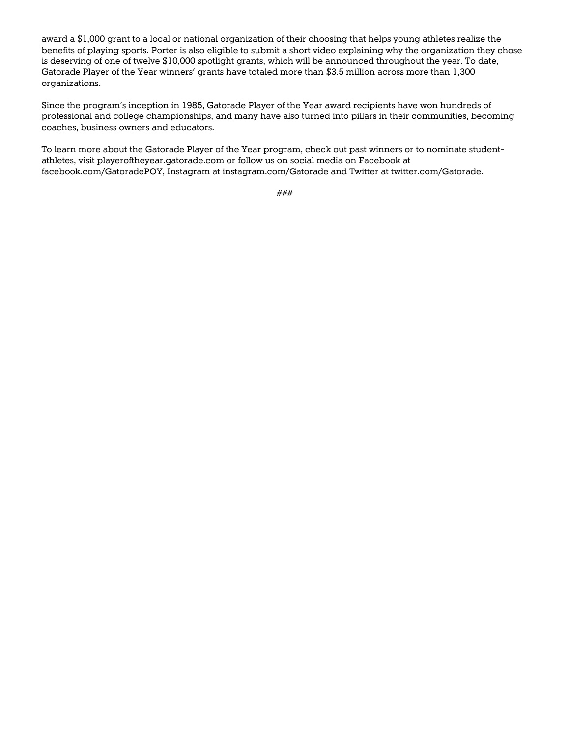award a $1,000 grant to a local or national organization of their choosing that helps young athletes realize the benefits of playing sports. Porter is also eligible to submit a short video explaining why the organization they chose is deserving of one of twelve $10,000 spotlight grants, which will be announced throughout the year. To date, Gatorade Player of the Year winners' grants have totaled more than $3.5 million across more than 1,300 organizations.

Since the program's inception in 1985, Gatorade Player of the Year award recipients have won hundreds of professional and college championships, and many have also turned into pillars in their communities, becoming coaches, business owners and educators.

To learn more about the Gatorade Player of the Year program, check out past winners or to nominate student-athletes, visit playeroftheyear.gatorade.com or follow us on social media on Facebook at facebook.com/GatoradePOY, Instagram at instagram.com/Gatorade and Twitter at twitter.com/Gatorade.

###